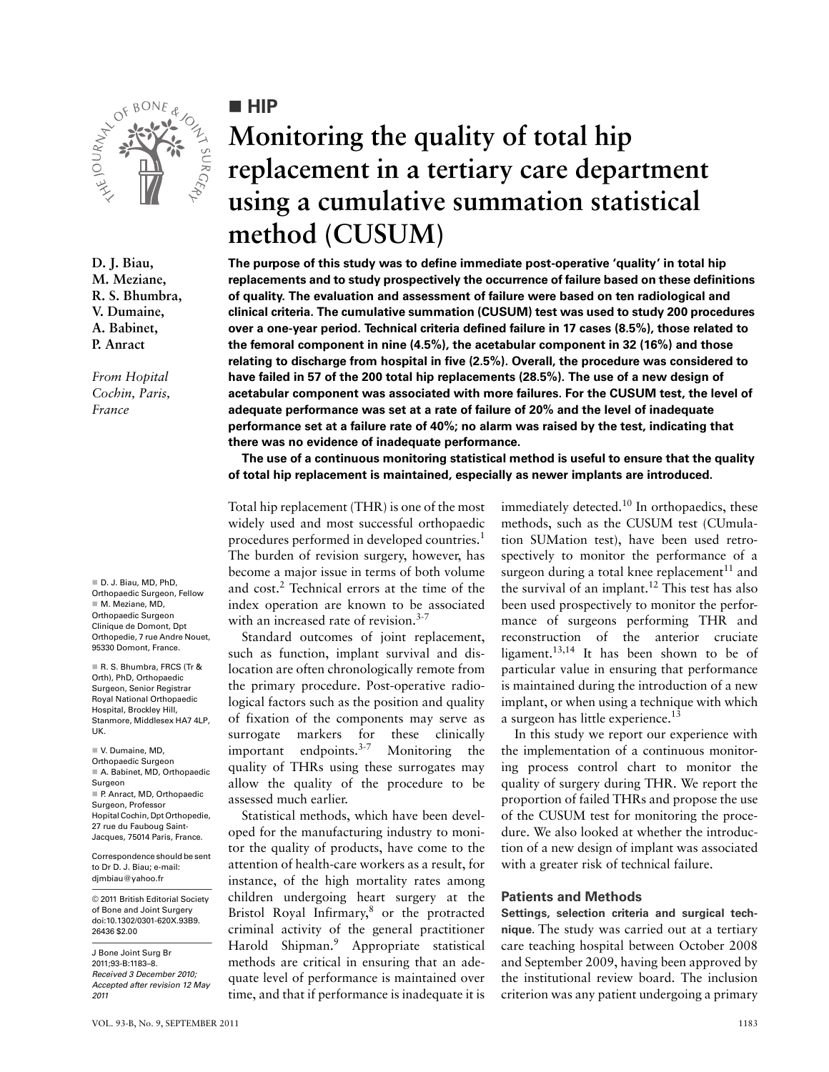■ HIP

# Monitoring the quality of total hip replacement in a tertiary care department using a cumulative summation statistical method (CUSUM)

D. J. Biau,
M. Meziane,
R. S. Bhumbra,
V. Dumaine,
A. Babinet,
P. Anract

*From Hopital Cochin, Paris, France*

**The purpose of this study was to define immediate post-operative 'quality' in total hip replacements and to study prospectively the occurrence of failure based on these definitions of quality. The evaluation and assessment of failure were based on ten radiological and clinical criteria. The cumulative summation (CUSUM) test was used to study 200 procedures over a one-year period. Technical criteria defined failure in 17 cases (8.5%), those related to the femoral component in nine (4.5%), the acetabular component in 32 (16%) and those relating to discharge from hospital in five (2.5%). Overall, the procedure was considered to have failed in 57 of the 200 total hip replacements (28.5%). The use of a new design of acetabular component was associated with more failures. For the CUSUM test, the level of adequate performance was set at a rate of failure of 20% and the level of inadequate performance set at a failure rate of 40%; no alarm was raised by the test, indicating that there was no evidence of inadequate performance.**

**The use of a continuous monitoring statistical method is useful to ensure that the quality of total hip replacement is maintained, especially as newer implants are introduced.**

Total hip replacement (THR) is one of the most widely used and most successful orthopaedic procedures performed in developed countries.[1] The burden of revision surgery, however, has become a major issue in terms of both volume and cost.[2] Technical errors at the time of the index operation are known to be associated with an increased rate of revision.[3-7]

Standard outcomes of joint replacement, such as function, implant survival and dislocation are often chronologically remote from the primary procedure. Post-operative radiological factors such as the position and quality of fixation of the components may serve as surrogate markers for these clinically important endpoints.[3-7] Monitoring the quality of THRs using these surrogates may allow the quality of the procedure to be assessed much earlier.

Statistical methods, which have been developed for the manufacturing industry to monitor the quality of products, have come to the attention of health-care workers as a result, for instance, of the high mortality rates among children undergoing heart surgery at the Bristol Royal Infirmary,[8] or the protracted criminal activity of the general practitioner Harold Shipman.[9] Appropriate statistical methods are critical in ensuring that an adequate level of performance is maintained over time, and that if performance is inadequate it is immediately detected.[10] In orthopaedics, these methods, such as the CUSUM test (CUmulation SUMation test), have been used retrospectively to monitor the performance of a surgeon during a total knee replacement[11] and the survival of an implant.[12] This test has also been used prospectively to monitor the performance of surgeons performing THR and reconstruction of the anterior cruciate ligament.[13,14] It has been shown to be of particular value in ensuring that performance is maintained during the introduction of a new implant, or when using a technique with which a surgeon has little experience.[13]

In this study we report our experience with the implementation of a continuous monitoring process control chart to monitor the quality of surgery during THR. We report the proportion of failed THRs and propose the use of the CUSUM test for monitoring the procedure. We also looked at whether the introduction of a new design of implant was associated with a greater risk of technical failure.

## Patients and Methods

**Settings, selection criteria and surgical technique.** The study was carried out at a tertiary care teaching hospital between October 2008 and September 2009, having been approved by the institutional review board. The inclusion criterion was any patient undergoing a primary

■ D. J. Biau, MD, PhD, Orthopaedic Surgeon, Fellow
■ M. Meziane, MD, Orthopaedic Surgeon
Clinique de Domont, Dpt Orthopedie, 7 rue Andre Nouet, 95330 Domont, France.

■ R. S. Bhumbra, FRCS (Tr & Orth), PhD, Orthopaedic Surgeon, Senior Registrar
Royal National Orthopaedic Hospital, Brockley Hill, Stanmore, Middlesex HA7 4LP, UK.

■ V. Dumaine, MD, Orthopaedic Surgeon
■ A. Babinet, MD, Orthopaedic Surgeon
■ P. Anract, MD, Orthopaedic Surgeon, Professor
Hopital Cochin, Dpt Orthopedie, 27 rue du Fauboug Saint-Jacques, 75014 Paris, France.

Correspondence should be sent to Dr D. J. Biau; e-mail: djmbiau@yahoo.fr

© 2011 British Editorial Society of Bone and Joint Surgery
doi:10.1302/0301-620X.93B9.26436 $2.00

J Bone Joint Surg Br 2011;93-B:1183–8.
*Received 3 December 2010; Accepted after revision 12 May 2011*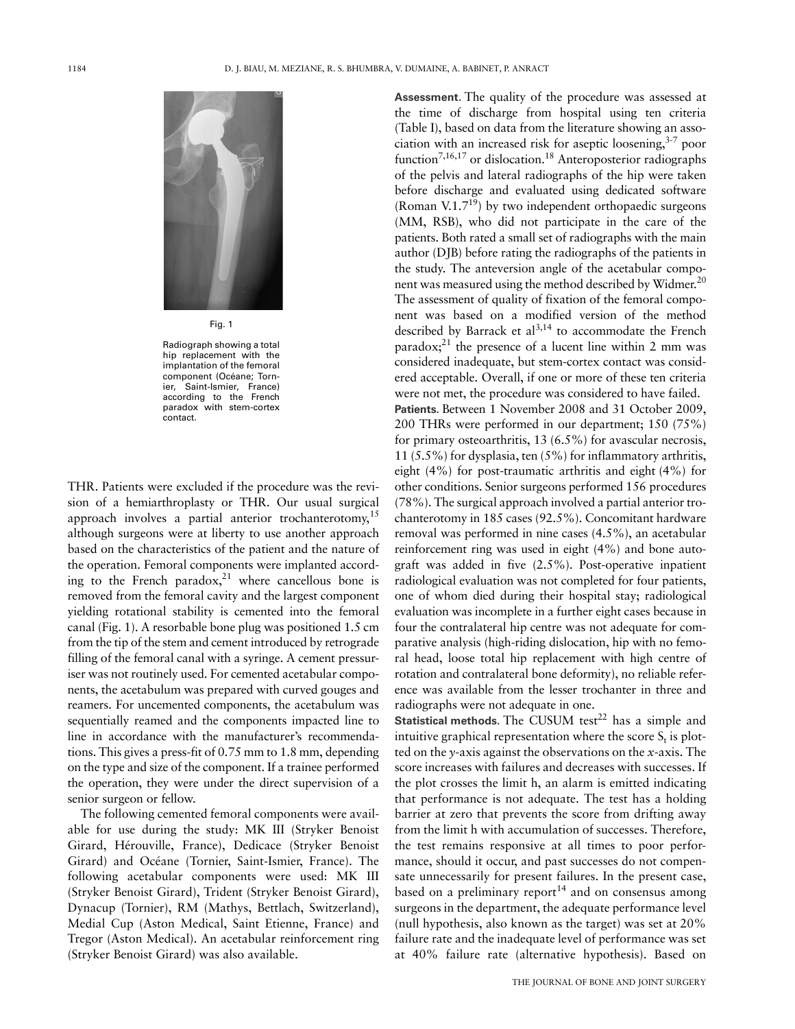Fig. 1

Radiograph showing a total hip replacement with the implantation of the femoral component (Océane; Tornier, Saint-Ismier, France) according to the French paradox with stem-cortex contact.

THR. Patients were excluded if the procedure was the revision of a hemiarthroplasty or THR. Our usual surgical approach involves a partial anterior trochanterotomy,[15] although surgeons were at liberty to use another approach based on the characteristics of the patient and the nature of the operation. Femoral components were implanted according to the French paradox,[21] where cancellous bone is removed from the femoral cavity and the largest component yielding rotational stability is cemented into the femoral canal (Fig. 1). A resorbable bone plug was positioned 1.5 cm from the tip of the stem and cement introduced by retrograde filling of the femoral canal with a syringe. A cement pressuriser was not routinely used. For cemented acetabular components, the acetabulum was prepared with curved gouges and reamers. For uncemented components, the acetabulum was sequentially reamed and the components impacted line to line in accordance with the manufacturer's recommendations. This gives a press-fit of 0.75 mm to 1.8 mm, depending on the type and size of the component. If a trainee performed the operation, they were under the direct supervision of a senior surgeon or fellow.

The following cemented femoral components were available for use during the study: MK III (Stryker Benoist Girard, Hérouville, France), Dedicace (Stryker Benoist Girard) and Océane (Tornier, Saint-Ismier, France). The following acetabular components were used: MK III (Stryker Benoist Girard), Trident (Stryker Benoist Girard), Dynacup (Tornier), RM (Mathys, Bettlach, Switzerland), Medial Cup (Aston Medical, Saint Etienne, France) and Tregor (Aston Medical). An acetabular reinforcement ring (Stryker Benoist Girard) was also available.

**Assessment**. The quality of the procedure was assessed at the time of discharge from hospital using ten criteria (Table I), based on data from the literature showing an association with an increased risk for aseptic loosening,[3-7] poor function[7,16,17] or dislocation.[18] Anteroposterior radiographs of the pelvis and lateral radiographs of the hip were taken before discharge and evaluated using dedicated software (Roman V.1.7[19]) by two independent orthopaedic surgeons (MM, RSB), who did not participate in the care of the patients. Both rated a small set of radiographs with the main author (DJB) before rating the radiographs of the patients in the study. The anteversion angle of the acetabular component was measured using the method described by Widmer.[20] The assessment of quality of fixation of the femoral component was based on a modified version of the method described by Barrack et al[3,14] to accommodate the French paradox;[21] the presence of a lucent line within 2 mm was considered inadequate, but stem-cortex contact was considered acceptable. Overall, if one or more of these ten criteria were not met, the procedure was considered to have failed.

**Patients**. Between 1 November 2008 and 31 October 2009, 200 THRs were performed in our department; 150 (75%) for primary osteoarthritis, 13 (6.5%) for avascular necrosis, 11 (5.5%) for dysplasia, ten (5%) for inflammatory arthritis, eight (4%) for post-traumatic arthritis and eight (4%) for other conditions. Senior surgeons performed 156 procedures (78%). The surgical approach involved a partial anterior trochanterotomy in 185 cases (92.5%). Concomitant hardware removal was performed in nine cases (4.5%), an acetabular reinforcement ring was used in eight (4%) and bone autograft was added in five (2.5%). Post-operative inpatient radiological evaluation was not completed for four patients, one of whom died during their hospital stay; radiological evaluation was incomplete in a further eight cases because in four the contralateral hip centre was not adequate for comparative analysis (high-riding dislocation, hip with no femoral head, loose total hip replacement with high centre of rotation and contralateral bone deformity), no reliable reference was available from the lesser trochanter in three and radiographs were not adequate in one.

**Statistical methods**. The CUSUM test[22] has a simple and intuitive graphical representation where the score $S_t$ is plotted on the *y*-axis against the observations on the *x*-axis. The score increases with failures and decreases with successes. If the plot crosses the limit h, an alarm is emitted indicating that performance is not adequate. The test has a holding barrier at zero that prevents the score from drifting away from the limit h with accumulation of successes. Therefore, the test remains responsive at all times to poor performance, should it occur, and past successes do not compensate unnecessarily for present failures. In the present case, based on a preliminary report[14] and on consensus among surgeons in the department, the adequate performance level (null hypothesis, also known as the target) was set at 20% failure rate and the inadequate level of performance was set at 40% failure rate (alternative hypothesis). Based on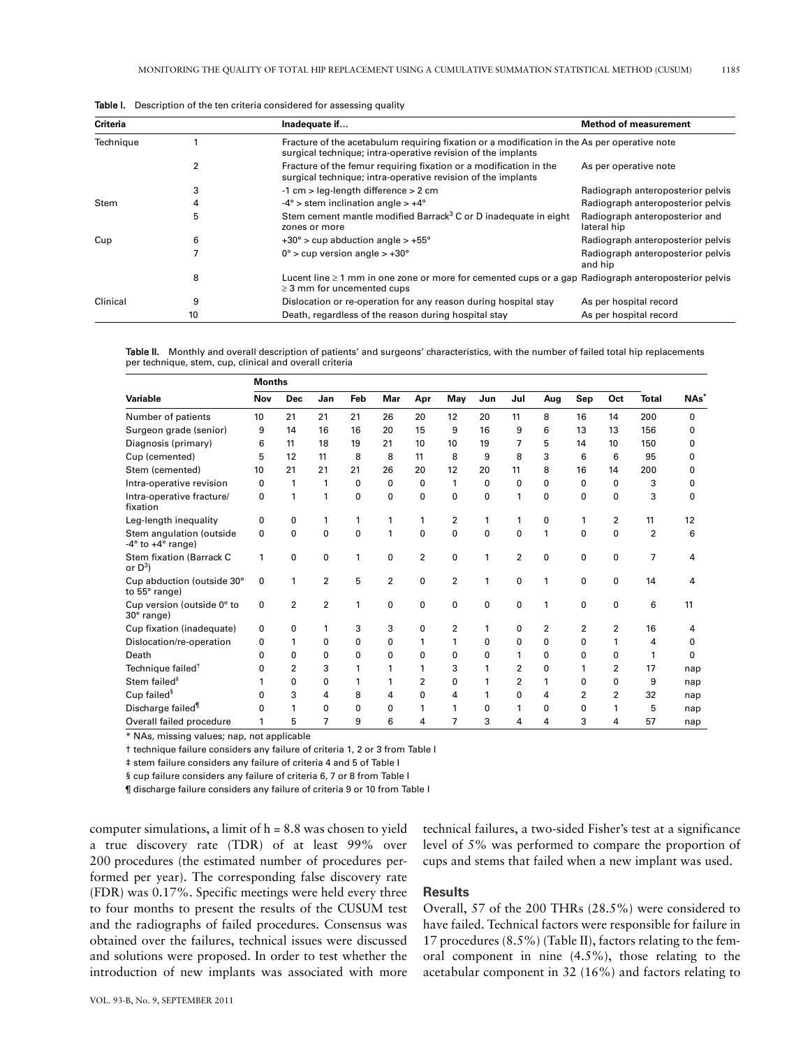**Table I.** Description of the ten criteria considered for assessing quality

| Criteria | | Inadequate if… | Method of measurement |
|---|---|---|---|
| Technique | 1 | Fracture of the acetabulum requiring fixation or a modification in the surgical technique; intra-operative revision of the implants | As per operative note |
| | 2 | Fracture of the femur requiring fixation or a modification in the surgical technique; intra-operative revision of the implants | As per operative note |
| | 3 | -1 cm > leg-length difference > 2 cm | Radiograph anteroposterior pelvis |
| Stem | 4 | -4° > stem inclination angle > +4° | Radiograph anteroposterior pelvis |
| | 5 | Stem cement mantle modified Barrack[3] C or D inadequate in eight zones or more | Radiograph anteroposterior and lateral hip |
| Cup | 6 | +30° > cup abduction angle > +55° | Radiograph anteroposterior pelvis |
| | 7 | 0° > cup version angle > +30° | Radiograph anteroposterior pelvis and hip |
| | 8 | Lucent line ≥ 1 mm in one zone or more for cemented cups or a gap ≥ 3 mm for uncemented cups | Radiograph anteroposterior pelvis |
| Clinical | 9 | Dislocation or re-operation for any reason during hospital stay | As per hospital record |
| | 10 | Death, regardless of the reason during hospital stay | As per hospital record |

**Table II.** Monthly and overall description of patients' and surgeons' characteristics, with the number of failed total hip replacements per technique, stem, cup, clinical and overall criteria

| | Months | | | | | | | | | | | | | |
|---|---|---|---|---|---|---|---|---|---|---|---|---|---|---|
| Variable | Nov | Dec | Jan | Feb | Mar | Apr | May | Jun | Jul | Aug | Sep | Oct | Total | NAs* |
| Number of patients | 10 | 21 | 21 | 21 | 26 | 20 | 12 | 20 | 11 | 8 | 16 | 14 | 200 | 0 |
| Surgeon grade (senior) | 9 | 14 | 16 | 16 | 20 | 15 | 9 | 16 | 9 | 6 | 13 | 13 | 156 | 0 |
| Diagnosis (primary) | 6 | 11 | 18 | 19 | 21 | 10 | 10 | 19 | 7 | 5 | 14 | 10 | 150 | 0 |
| Cup (cemented) | 5 | 12 | 11 | 8 | 8 | 11 | 8 | 9 | 8 | 3 | 6 | 6 | 95 | 0 |
| Stem (cemented) | 10 | 21 | 21 | 21 | 26 | 20 | 12 | 20 | 11 | 8 | 16 | 14 | 200 | 0 |
| Intra-operative revision | 0 | 1 | 1 | 0 | 0 | 0 | 1 | 0 | 0 | 0 | 0 | 0 | 3 | 0 |
| Intra-operative fracture/ fixation | 0 | 1 | 1 | 0 | 0 | 0 | 0 | 0 | 1 | 0 | 0 | 0 | 3 | 0 |
| Leg-length inequality | 0 | 0 | 1 | 1 | 1 | 1 | 2 | 1 | 1 | 0 | 1 | 2 | 11 | 12 |
| Stem angulation (outside -4° to +4° range) | 0 | 0 | 0 | 0 | 1 | 0 | 0 | 0 | 0 | 1 | 0 | 0 | 2 | 6 |
| Stem fixation (Barrack C or D[3]) | 1 | 0 | 0 | 1 | 0 | 2 | 0 | 1 | 2 | 0 | 0 | 0 | 7 | 4 |
| Cup abduction (outside 30° to 55° range) | 0 | 1 | 2 | 5 | 2 | 0 | 2 | 1 | 0 | 1 | 0 | 0 | 14 | 4 |
| Cup version (outside 0° to 30° range) | 0 | 2 | 2 | 1 | 0 | 0 | 0 | 0 | 0 | 1 | 0 | 0 | 6 | 11 |
| Cup fixation (inadequate) | 0 | 0 | 1 | 3 | 3 | 0 | 2 | 1 | 0 | 2 | 2 | 2 | 16 | 4 |
| Dislocation/re-operation | 0 | 1 | 0 | 0 | 0 | 1 | 1 | 0 | 0 | 0 | 0 | 1 | 4 | 0 |
| Death | 0 | 0 | 0 | 0 | 0 | 0 | 0 | 0 | 1 | 0 | 0 | 0 | 1 | 0 |
| Technique failed† | 0 | 2 | 3 | 1 | 1 | 1 | 3 | 1 | 2 | 0 | 1 | 2 | 17 | nap |
| Stem failed‡ | 1 | 0 | 0 | 1 | 1 | 2 | 0 | 1 | 2 | 1 | 0 | 0 | 9 | nap |
| Cup failed§ | 0 | 3 | 4 | 8 | 4 | 0 | 4 | 1 | 0 | 4 | 2 | 2 | 32 | nap |
| Discharge failed¶ | 0 | 1 | 0 | 0 | 0 | 1 | 1 | 0 | 1 | 0 | 0 | 1 | 5 | nap |
| Overall failed procedure | 1 | 5 | 7 | 9 | 6 | 4 | 7 | 3 | 4 | 4 | 3 | 4 | 57 | nap |

\* NAs, missing values; nap, not applicable

† technique failure considers any failure of criteria 1, 2 or 3 from Table I

‡ stem failure considers any failure of criteria 4 and 5 of Table I

§ cup failure considers any failure of criteria 6, 7 or 8 from Table I

¶ discharge failure considers any failure of criteria 9 or 10 from Table I

computer simulations, a limit of h = 8.8 was chosen to yield a true discovery rate (TDR) of at least 99% over 200 procedures (the estimated number of procedures performed per year). The corresponding false discovery rate (FDR) was 0.17%. Specific meetings were held every three to four months to present the results of the CUSUM test and the radiographs of failed procedures. Consensus was obtained over the failures, technical issues were discussed and solutions were proposed. In order to test whether the introduction of new implants was associated with more technical failures, a two-sided Fisher's test at a significance level of 5% was performed to compare the proportion of cups and stems that failed when a new implant was used.

## Results

Overall, 57 of the 200 THRs (28.5%) were considered to have failed. Technical factors were responsible for failure in 17 procedures (8.5%) (Table II), factors relating to the femoral component in nine (4.5%), those relating to the acetabular component in 32 (16%) and factors relating to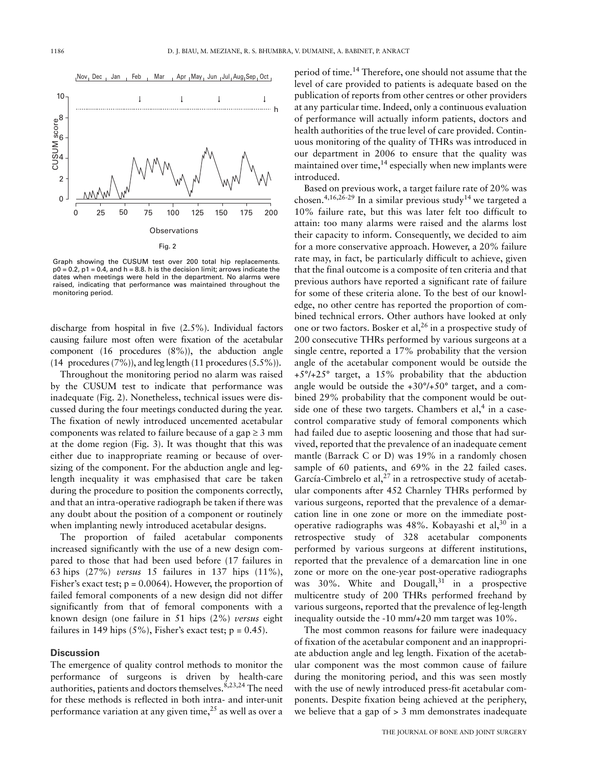Fig. 2

Graph showing the CUSUM test over 200 total hip replacements. $p0 = 0.2$, $p1 = 0.4$, and $h = 8.8$. h is the decision limit; arrows indicate the dates when meetings were held in the department. No alarms were raised, indicating that performance was maintained throughout the monitoring period.

discharge from hospital in five (2.5%). Individual factors causing failure most often were fixation of the acetabular component (16 procedures (8%)), the abduction angle (14 procedures (7%)), and leg length (11 procedures (5.5%)).

Throughout the monitoring period no alarm was raised by the CUSUM test to indicate that performance was inadequate (Fig. 2). Nonetheless, technical issues were discussed during the four meetings conducted during the year. The fixation of newly introduced uncemented acetabular components was related to failure because of a gap ≥ 3 mm at the dome region (Fig. 3). It was thought that this was either due to inappropriate reaming or because of oversizing of the component. For the abduction angle and leg-length inequality it was emphasised that care be taken during the procedure to position the components correctly, and that an intra-operative radiograph be taken if there was any doubt about the position of a component or routinely when implanting newly introduced acetabular designs.

The proportion of failed acetabular components increased significantly with the use of a new design compared to those that had been used before (17 failures in 63 hips (27%) *versus* 15 failures in 137 hips (11%), Fisher's exact test; $p = 0.0064$). However, the proportion of failed femoral components of a new design did not differ significantly from that of femoral components with a known design (one failure in 51 hips (2%) *versus* eight failures in 149 hips (5%), Fisher's exact test; $p = 0.45$).

## Discussion

The emergence of quality control methods to monitor the performance of surgeons is driven by health-care authorities, patients and doctors themselves.[8,23,24] The need for these methods is reflected in both intra- and inter-unit performance variation at any given time,[25] as well as over a period of time.[14] Therefore, one should not assume that the level of care provided to patients is adequate based on the publication of reports from other centres or other providers at any particular time. Indeed, only a continuous evaluation of performance will actually inform patients, doctors and health authorities of the true level of care provided. Continuous monitoring of the quality of THRs was introduced in our department in 2006 to ensure that the quality was maintained over time,[14] especially when new implants were introduced.

Based on previous work, a target failure rate of 20% was chosen.[4,16,26-29] In a similar previous study[14] we targeted a 10% failure rate, but this was later felt too difficult to attain: too many alarms were raised and the alarms lost their capacity to inform. Consequently, we decided to aim for a more conservative approach. However, a 20% failure rate may, in fact, be particularly difficult to achieve, given that the final outcome is a composite of ten criteria and that previous authors have reported a significant rate of failure for some of these criteria alone. To the best of our knowledge, no other centre has reported the proportion of combined technical errors. Other authors have looked at only one or two factors. Bosker et al,[26] in a prospective study of 200 consecutive THRs performed by various surgeons at a single centre, reported a 17% probability that the version angle of the acetabular component would be outside the +5°/+25° target, a 15% probability that the abduction angle would be outside the +30°/+50° target, and a combined 29% probability that the component would be outside one of these two targets. Chambers et al,[4] in a case-control comparative study of femoral components which had failed due to aseptic loosening and those that had survived, reported that the prevalence of an inadequate cement mantle (Barrack C or D) was 19% in a randomly chosen sample of 60 patients, and 69% in the 22 failed cases. García-Cimbrelo et al,[27] in a retrospective study of acetabular components after 452 Charnley THRs performed by various surgeons, reported that the prevalence of a demarcation line in one zone or more on the immediate post-operative radiographs was 48%. Kobayashi et al,[30] in a retrospective study of 328 acetabular components performed by various surgeons at different institutions, reported that the prevalence of a demarcation line in one zone or more on the one-year post-operative radiographs was 30%. White and Dougall,[31] in a prospective multicentre study of 200 THRs performed freehand by various surgeons, reported that the prevalence of leg-length inequality outside the -10 mm/+20 mm target was 10%.

The most common reasons for failure were inadequacy of fixation of the acetabular component and an inappropriate abduction angle and leg length. Fixation of the acetabular component was the most common cause of failure during the monitoring period, and this was seen mostly with the use of newly introduced press-fit acetabular components. Despite fixation being achieved at the periphery, we believe that a gap of > 3 mm demonstrates inadequate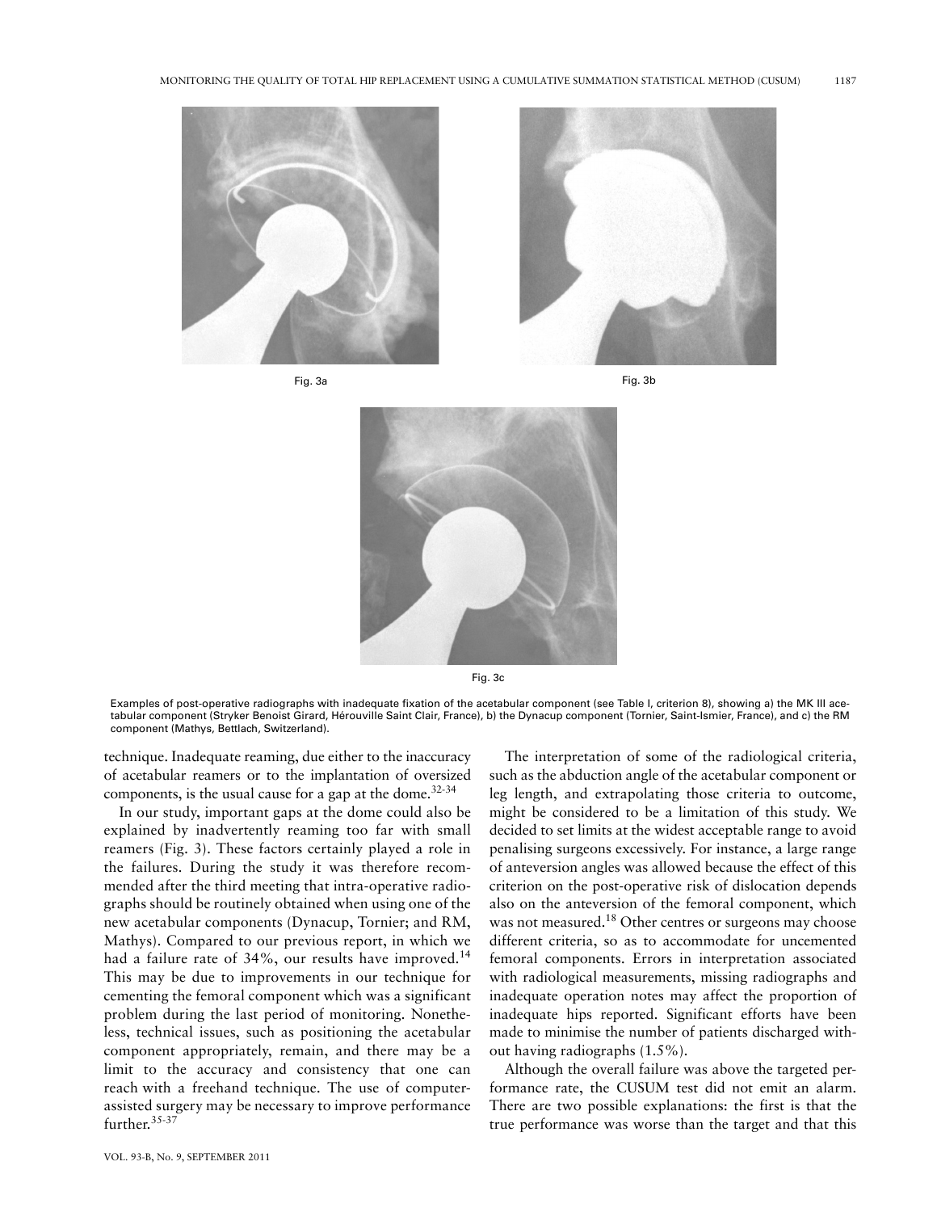Fig. 3a

Fig. 3b

Fig. 3c

Examples of post-operative radiographs with inadequate fixation of the acetabular component (see Table I, criterion 8), showing a) the MK III acetabular component (Stryker Benoist Girard, Hérouville Saint Clair, France), b) the Dynacup component (Tornier, Saint-Ismier, France), and c) the RM component (Mathys, Bettlach, Switzerland).

technique. Inadequate reaming, due either to the inaccuracy of acetabular reamers or to the implantation of oversized components, is the usual cause for a gap at the dome.[32-34]

In our study, important gaps at the dome could also be explained by inadvertently reaming too far with small reamers (Fig. 3). These factors certainly played a role in the failures. During the study it was therefore recommended after the third meeting that intra-operative radiographs should be routinely obtained when using one of the new acetabular components (Dynacup, Tornier; and RM, Mathys). Compared to our previous report, in which we had a failure rate of 34%, our results have improved.[14] This may be due to improvements in our technique for cementing the femoral component which was a significant problem during the last period of monitoring. Nonetheless, technical issues, such as positioning the acetabular component appropriately, remain, and there may be a limit to the accuracy and consistency that one can reach with a freehand technique. The use of computer-assisted surgery may be necessary to improve performance further.[35-37]

The interpretation of some of the radiological criteria, such as the abduction angle of the acetabular component or leg length, and extrapolating those criteria to outcome, might be considered to be a limitation of this study. We decided to set limits at the widest acceptable range to avoid penalising surgeons excessively. For instance, a large range of anteversion angles was allowed because the effect of this criterion on the post-operative risk of dislocation depends also on the anteversion of the femoral component, which was not measured.[18] Other centres or surgeons may choose different criteria, so as to accommodate for uncemented femoral components. Errors in interpretation associated with radiological measurements, missing radiographs and inadequate operation notes may affect the proportion of inadequate hips reported. Significant efforts have been made to minimise the number of patients discharged without having radiographs (1.5%).

Although the overall failure was above the targeted performance rate, the CUSUM test did not emit an alarm. There are two possible explanations: the first is that the true performance was worse than the target and that this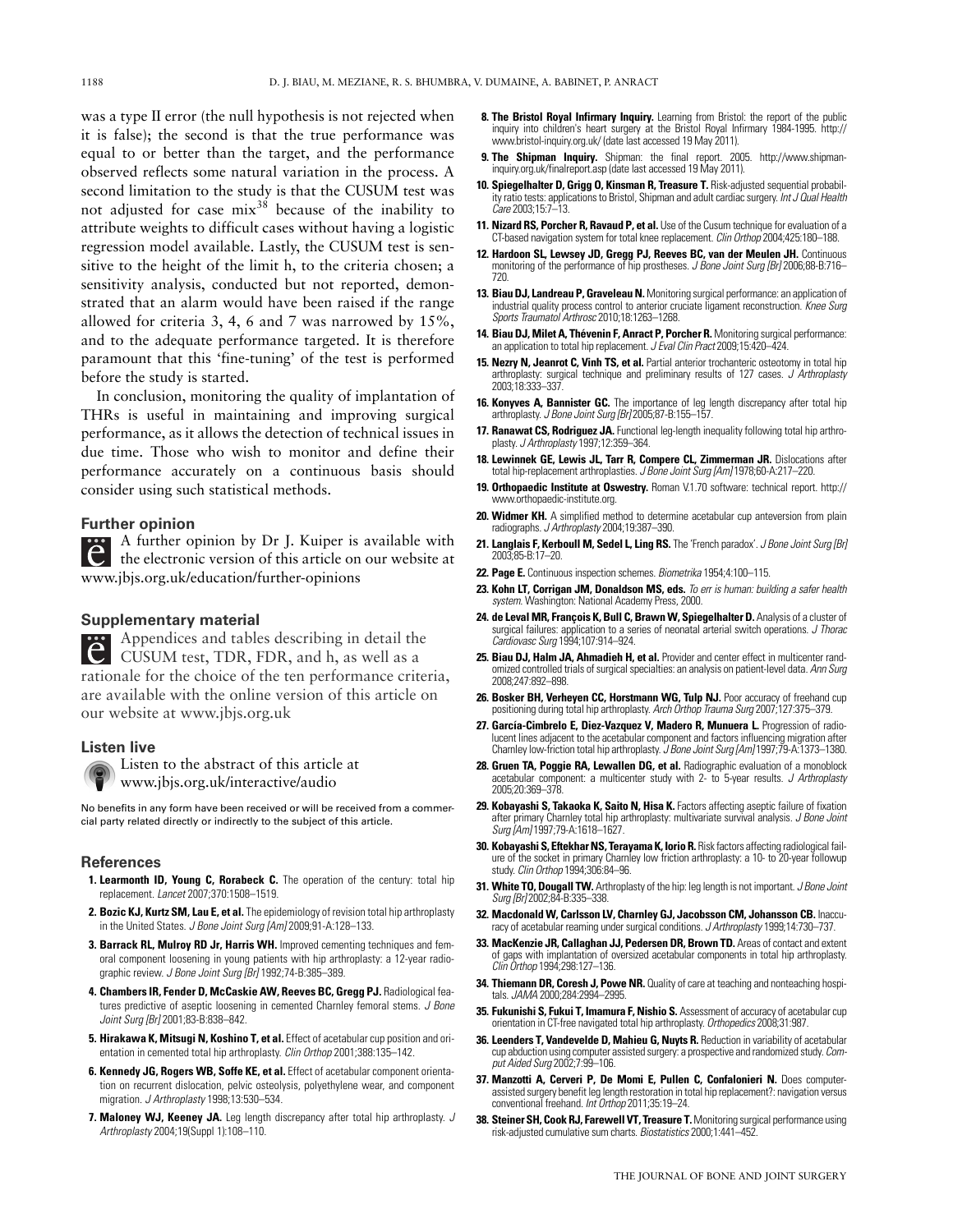was a type II error (the null hypothesis is not rejected when it is false); the second is that the true performance was equal to or better than the target, and the performance observed reflects some natural variation in the process. A second limitation to the study is that the CUSUM test was not adjusted for case mix[38] because of the inability to attribute weights to difficult cases without having a logistic regression model available. Lastly, the CUSUM test is sensitive to the height of the limit h, to the criteria chosen; a sensitivity analysis, conducted but not reported, demonstrated that an alarm would have been raised if the range allowed for criteria 3, 4, 6 and 7 was narrowed by 15%, and to the adequate performance targeted. It is therefore paramount that this 'fine-tuning' of the test is performed before the study is started.

In conclusion, monitoring the quality of implantation of THRs is useful in maintaining and improving surgical performance, as it allows the detection of technical issues in due time. Those who wish to monitor and define their performance accurately on a continuous basis should consider using such statistical methods.

## Further opinion

A further opinion by Dr J. Kuiper is available with the electronic version of this article on our website at www.jbjs.org.uk/education/further-opinions

## Supplementary material

Appendices and tables describing in detail the CUSUM test, TDR, FDR, and h, as well as a rationale for the choice of the ten performance criteria, are available with the online version of this article on our website at www.jbjs.org.uk

## Listen live

Listen to the abstract of this article at www.jbjs.org.uk/interactive/audio

No benefits in any form have been received or will be received from a commercial party related directly or indirectly to the subject of this article.

## References

1. **Learmonth ID, Young C, Rorabeck C.** The operation of the century: total hip replacement. *Lancet* 2007;370:1508–1519.
2. **Bozic KJ, Kurtz SM, Lau E, et al.** The epidemiology of revision total hip arthroplasty in the United States. *J Bone Joint Surg [Am]* 2009;91-A:128–133.
3. **Barrack RL, Mulroy RD Jr, Harris WH.** Improved cementing techniques and femoral component loosening in young patients with hip arthroplasty: a 12-year radiographic review. *J Bone Joint Surg [Br]* 1992;74-B:385–389.
4. **Chambers IR, Fender D, McCaskie AW, Reeves BC, Gregg PJ.** Radiological features predictive of aseptic loosening in cemented Charnley femoral stems. *J Bone Joint Surg [Br]* 2001;83-B:838–842.
5. **Hirakawa K, Mitsugi N, Koshino T, et al.** Effect of acetabular cup position and orientation in cemented total hip arthroplasty. *Clin Orthop* 2001;388:135–142.
6. **Kennedy JG, Rogers WB, Soffe KE, et al.** Effect of acetabular component orientation on recurrent dislocation, pelvic osteolysis, polyethylene wear, and component migration. *J Arthroplasty* 1998;13:530–534.
7. **Maloney WJ, Keeney JA.** Leg length discrepancy after total hip arthroplasty. *J Arthroplasty* 2004;19(Suppl 1):108–110.
8. **The Bristol Royal Infirmary Inquiry.** Learning from Bristol: the report of the public inquiry into children's heart surgery at the Bristol Royal Infirmary 1984-1995. http://www.bristol-inquiry.org.uk/ (date last accessed 19 May 2011).
9. **The Shipman Inquiry.** Shipman: the final report. 2005. http://www.shipman-inquiry.org.uk/finalreport.asp (date last accessed 19 May 2011).
10. **Spiegelhalter D, Grigg O, Kinsman R, Treasure T.** Risk-adjusted sequential probability ratio tests: applications to Bristol, Shipman and adult cardiac surgery. *Int J Qual Health Care* 2003;15:7–13.
11. **Nizard RS, Porcher R, Ravaud P, et al.** Use of the Cusum technique for evaluation of a CT-based navigation system for total knee replacement. *Clin Orthop* 2004;425:180–188.
12. **Hardoon SL, Lewsey JD, Gregg PJ, Reeves BC, van der Meulen JH.** Continuous monitoring of the performance of hip prostheses. *J Bone Joint Surg [Br]* 2006;88-B:716–720.
13. **Biau DJ, Landreau P, Graveleau N.** Monitoring surgical performance: an application of industrial quality process control to anterior cruciate ligament reconstruction. *Knee Surg Sports Traumatol Arthrosc* 2010;18:1263–1268.
14. **Biau DJ, Milet A, Thévenin F, Anract P, Porcher R.** Monitoring surgical performance: an application to total hip replacement. *J Eval Clin Pract* 2009;15:420–424.
15. **Nezry N, Jeanrot C, Vinh TS, et al.** Partial anterior trochanteric osteotomy in total hip arthroplasty: surgical technique and preliminary results of 127 cases. *J Arthroplasty* 2003;18:333–337.
16. **Konyves A, Bannister GC.** The importance of leg length discrepancy after total hip arthroplasty. *J Bone Joint Surg [Br]* 2005;87-B:155–157.
17. **Ranawat CS, Rodriguez JA.** Functional leg-length inequality following total hip arthroplasty. *J Arthroplasty* 1997;12:359–364.
18. **Lewinnek GE, Lewis JL, Tarr R, Compere CL, Zimmerman JR.** Dislocations after total hip-replacement arthroplasties. *J Bone Joint Surg [Am]* 1978;60-A:217–220.
19. **Orthopaedic Institute at Oswestry.** Roman V.1.70 software: technical report. http://www.orthopaedic-institute.org.
20. **Widmer KH.** A simplified method to determine acetabular cup anteversion from plain radiographs. *J Arthroplasty* 2004;19:387–390.
21. **Langlais F, Kerboull M, Sedel L, Ling RS.** The 'French paradox'. *J Bone Joint Surg [Br]* 2003;85-B:17–20.
22. **Page E.** Continuous inspection schemes. *Biometrika* 1954;4:100–115.
23. **Kohn LT, Corrigan JM, Donaldson MS, eds.** *To err is human: building a safer health system.* Washington: National Academy Press, 2000.
24. **de Leval MR, François K, Bull C, Brawn W, Spiegelhalter D.** Analysis of a cluster of surgical failures: application to a series of neonatal arterial switch operations. *J Thorac Cardiovasc Surg* 1994;107:914–924.
25. **Biau DJ, Halm JA, Ahmadieh H, et al.** Provider and center effect in multicenter randomized controlled trials of surgical specialties: an analysis on patient-level data. *Ann Surg* 2008;247:892–898.
26. **Bosker BH, Verheyen CC, Horstmann WG, Tulp NJ.** Poor accuracy of freehand cup positioning during total hip arthroplasty. *Arch Orthop Trauma Surg* 2007;127:375–379.
27. **García-Cimbrelo E, Diez-Vazquez V, Madero R, Munuera L.** Progression of radiolucent lines adjacent to the acetabular component and factors influencing migration after Charnley low-friction total hip arthroplasty. *J Bone Joint Surg [Am]* 1997;79-A:1373–1380.
28. **Gruen TA, Poggie RA, Lewallen DG, et al.** Radiographic evaluation of a monoblock acetabular component: a multicenter study with 2- to 5-year results. *J Arthroplasty* 2005;20:369–378.
29. **Kobayashi S, Takaoka K, Saito N, Hisa K.** Factors affecting aseptic failure of fixation after primary Charnley total hip arthroplasty: multivariate survival analysis. *J Bone Joint Surg [Am]* 1997;79-A:1618–1627.
30. **Kobayashi S, Eftekhar NS, Terayama K, Iorio R.** Risk factors affecting radiological failure of the socket in primary Charnley low friction arthroplasty: a 10- to 20-year followup study. *Clin Orthop* 1994;306:84–96.
31. **White TO, Dougall TW.** Arthroplasty of the hip: leg length is not important. *J Bone Joint Surg [Br]* 2002;84-B:335–338.
32. **Macdonald W, Carlsson LV, Charnley GJ, Jacobsson CM, Johansson CB.** Inaccuracy of acetabular reaming under surgical conditions. *J Arthroplasty* 1999;14:730–737.
33. **MacKenzie JR, Callaghan JJ, Pedersen DR, Brown TD.** Areas of contact and extent of gaps with implantation of oversized acetabular components in total hip arthroplasty. *Clin Orthop* 1994;298:127–136.
34. **Thiemann DR, Coresh J, Powe NR.** Quality of care at teaching and nonteaching hospitals. *JAMA* 2000;284:2994–2995.
35. **Fukunishi S, Fukui T, Imamura F, Nishio S.** Assessment of accuracy of acetabular cup orientation in CT-free navigated total hip arthroplasty. *Orthopedics* 2008;31:987.
36. **Leenders T, Vandevelde D, Mahieu G, Nuyts R.** Reduction in variability of acetabular cup abduction using computer assisted surgery: a prospective and randomized study. *Comput Aided Surg* 2002;7:99–106.
37. **Manzotti A, Cerveri P, De Momi E, Pullen C, Confalonieri N.** Does computer-assisted surgery benefit leg length restoration in total hip replacement?: navigation versus conventional freehand. *Int Orthop* 2011;35:19–24.
38. **Steiner SH, Cook RJ, Farewell VT, Treasure T.** Monitoring surgical performance using risk-adjusted cumulative sum charts. *Biostatistics* 2000;1:441–452.